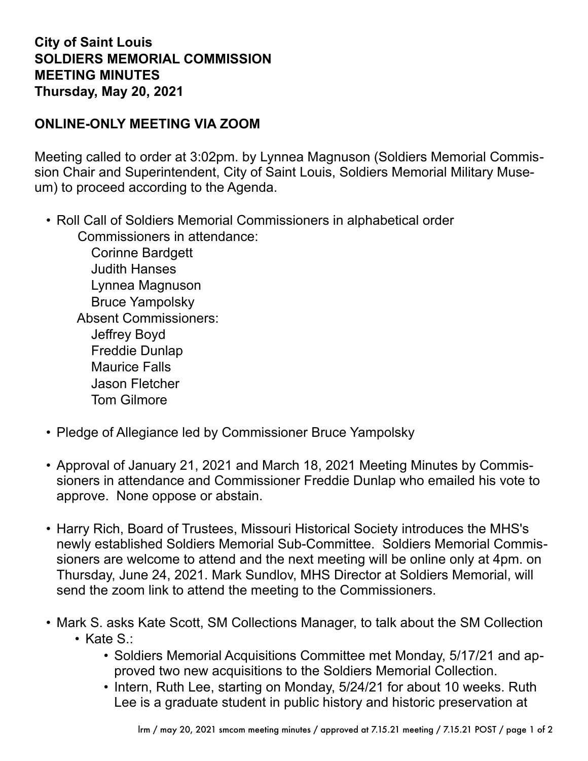**City of Saint Louis**
**SOLDIERS MEMORIAL COMMISSION**
**MEETING MINUTES**
**Thursday, May 20, 2021**

**ONLINE-ONLY MEETING VIA ZOOM**

Meeting called to order at 3:02pm. by Lynnea Magnuson (Soldiers Memorial Commission Chair and Superintendent, City of Saint Louis, Soldiers Memorial Military Museum) to proceed according to the Agenda.

- Roll Call of Soldiers Memorial Commissioners in alphabetical order
  - Commissioners in attendance:
    - Corinne Bardgett
    - Judith Hanses
    - Lynnea Magnuson
    - Bruce Yampolsky
  - Absent Commissioners:
    - Jeffrey Boyd
    - Freddie Dunlap
    - Maurice Falls
    - Jason Fletcher
    - Tom Gilmore

- Pledge of Allegiance led by Commissioner Bruce Yampolsky

- Approval of January 21, 2021 and March 18, 2021 Meeting Minutes by Commissioners in attendance and Commissioner Freddie Dunlap who emailed his vote to approve. None oppose or abstain.

- Harry Rich, Board of Trustees, Missouri Historical Society introduces the MHS's newly established Soldiers Memorial Sub-Committee. Soldiers Memorial Commissioners are welcome to attend and the next meeting will be online only at 4pm. on Thursday, June 24, 2021. Mark Sundlov, MHS Director at Soldiers Memorial, will send the zoom link to attend the meeting to the Commissioners.

- Mark S. asks Kate Scott, SM Collections Manager, to talk about the SM Collection
  - Kate S.:
    - Soldiers Memorial Acquisitions Committee met Monday, 5/17/21 and approved two new acquisitions to the Soldiers Memorial Collection.
    - Intern, Ruth Lee, starting on Monday, 5/24/21 for about 10 weeks. Ruth Lee is a graduate student in public history and historic preservation at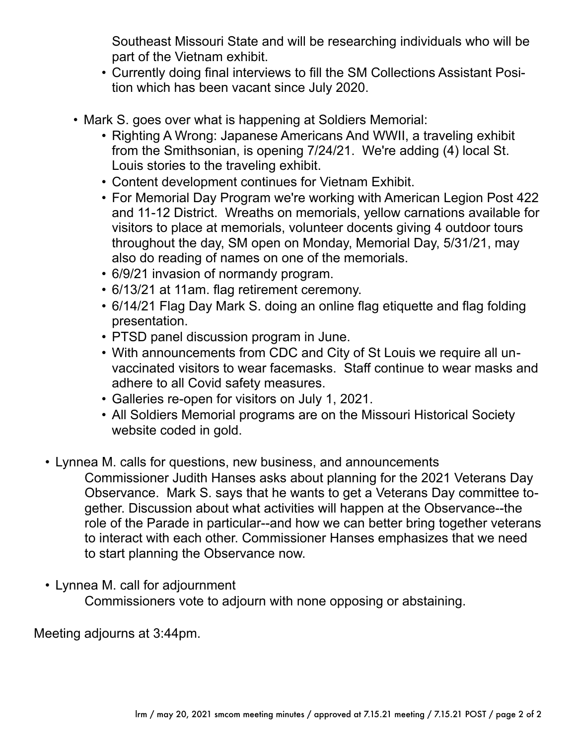Southeast Missouri State and will be researching individuals who will be part of the Vietnam exhibit.
    - Currently doing final interviews to fill the SM Collections Assistant Position which has been vacant since July 2020.

- Mark S. goes over what is happening at Soldiers Memorial:
    - Righting A Wrong: Japanese Americans And WWII, a traveling exhibit from the Smithsonian, is opening 7/24/21. We're adding (4) local St. Louis stories to the traveling exhibit.
    - Content development continues for Vietnam Exhibit.
    - For Memorial Day Program we're working with American Legion Post 422 and 11-12 District. Wreaths on memorials, yellow carnations available for visitors to place at memorials, volunteer docents giving 4 outdoor tours throughout the day, SM open on Monday, Memorial Day, 5/31/21, may also do reading of names on one of the memorials.
    - 6/9/21 invasion of normandy program.
    - 6/13/21 at 11am. flag retirement ceremony.
    - 6/14/21 Flag Day Mark S. doing an online flag etiquette and flag folding presentation.
    - PTSD panel discussion program in June.
    - With announcements from CDC and City of St Louis we require all unvaccinated visitors to wear facemasks. Staff continue to wear masks and adhere to all Covid safety measures.
    - Galleries re-open for visitors on July 1, 2021.
    - All Soldiers Memorial programs are on the Missouri Historical Society website coded in gold.

- Lynnea M. calls for questions, new business, and announcements

  Commissioner Judith Hanses asks about planning for the 2021 Veterans Day Observance. Mark S. says that he wants to get a Veterans Day committee together. Discussion about what activities will happen at the Observance--the role of the Parade in particular--and how we can better bring together veterans to interact with each other. Commissioner Hanses emphasizes that we need to start planning the Observance now.

- Lynnea M. call for adjournment

  Commissioners vote to adjourn with none opposing or abstaining.

Meeting adjourns at 3:44pm.